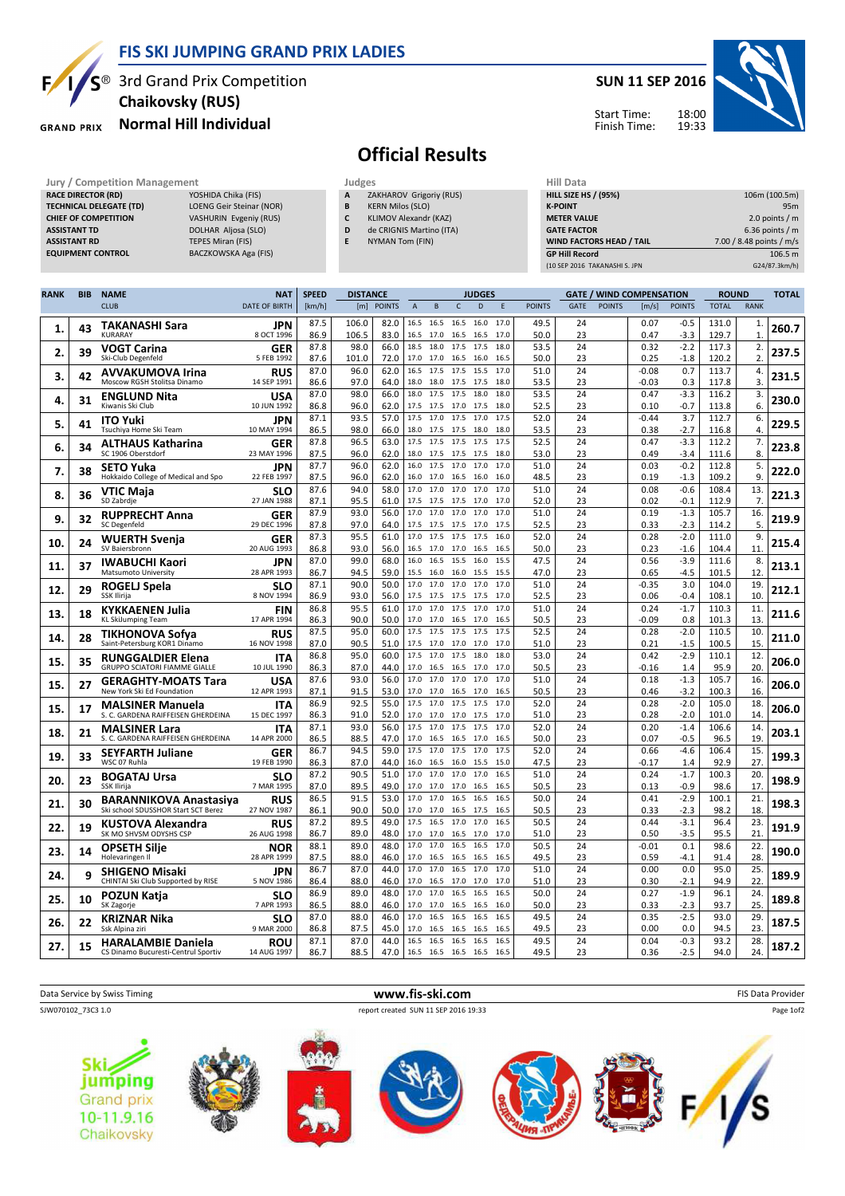# FIS SKI JUMPING GRAND PRIX LADIES

## 3rd Grand Prix Competition
## Chaikovsky (RUS)
## Normal Hill Individual

**SUN 11 SEP 2016**

Start Time: 18:00
Finish Time: 19:33

# Official Results

| Jury / Competition Management | |
|---|---|
| RACE DIRECTOR (RD) | YOSHIDA Chika (FIS) |
| TECHNICAL DELEGATE (TD) | LOENG Geir Steinar (NOR) |
| CHIEF OF COMPETITION | VASHURIN Evgeniy (RUS) |
| ASSISTANT TD | DOLHAR Aljosa (SLO) |
| ASSISTANT RD | TEPES Miran (FIS) |
| EQUIPMENT CONTROL | BACZKOWSKA Aga (FIS) |

| Judges | |
|---|---|
| A | ZAKHAROV Grigoriy (RUS) |
| B | KERN Milos (SLO) |
| C | KLIMOV Alexandr (KAZ) |
| D | de CRIGNIS Martino (ITA) |
| E | NYMAN Tom (FIN) |

| Hill Data | |
|---|---|
| HILL SIZE HS / (95%) | 106m (100.5m) |
| K-POINT | 95m |
| METER VALUE | 2.0 points / m |
| GATE FACTOR | 6.36 points / m |
| WIND FACTORS HEAD / TAIL | 7.00 / 8.48 points / m/s |
| GP Hill Record | 106.5 m |
| (10 SEP 2016 TAKANASHI S. JPN | G24/87.3km/h) |

| RANK | BIB | NAME / CLUB | NAT / DATE OF BIRTH | SPEED [km/h] | DISTANCE [m] | DISTANCE POINTS | A | B | C | D | E | JUDGES POINTS | GATE | GATE POINTS | WIND [m/s] | WIND POINTS | ROUND TOTAL | ROUND RANK | TOTAL |
|---|---|---|---|---|---|---|---|---|---|---|---|---|---|---|---|---|---|---|---|
| 1. | 43 | **TAKANASHI Sara** KURARAY | JPN 8 OCT 1996 | 87.5 | 106.0 | 82.0 | 16.5 | 16.5 | 16.5 | 16.0 | 17.0 | 49.5 | 24 | | 0.07 | -0.5 | 131.0 | 1. | **260.7** |
| | | | | 86.9 | 106.5 | 83.0 | 16.5 | 17.0 | 16.5 | 16.5 | 17.0 | 50.0 | 23 | | 0.47 | -3.3 | 129.7 | 1. | |
| 2. | 39 | **VOGT Carina** Ski-Club Degenfeld | GER 5 FEB 1992 | 87.8 | 98.0 | 66.0 | 18.5 | 18.0 | 17.5 | 17.5 | 18.0 | 53.5 | 24 | | 0.32 | -2.2 | 117.3 | 2. | **237.5** |
| | | | | 87.6 | 101.0 | 72.0 | 17.0 | 17.0 | 16.5 | 16.0 | 16.5 | 50.0 | 23 | | 0.25 | -1.8 | 120.2 | 2. | |
| 3. | 42 | **AVVAKUMOVA Irina** Moscow RGSH Stolitsa Dinamo | RUS 14 SEP 1991 | 87.0 | 96.0 | 62.0 | 16.5 | 17.5 | 17.5 | 15.5 | 17.0 | 51.0 | 24 | | -0.08 | 0.7 | 113.7 | 4. | **231.5** |
| | | | | 86.6 | 97.0 | 64.0 | 18.0 | 18.0 | 17.5 | 17.5 | 18.0 | 53.5 | 23 | | -0.03 | 0.3 | 117.8 | 3. | |
| 4. | 31 | **ENGLUND Nita** Kiwanis Ski Club | USA 10 JUN 1992 | 87.0 | 98.0 | 66.0 | 18.0 | 17.5 | 17.5 | 18.0 | 18.0 | 53.5 | 24 | | 0.47 | -3.3 | 116.2 | 3. | **230.0** |
| | | | | 86.8 | 96.0 | 62.0 | 17.5 | 17.5 | 17.0 | 17.5 | 18.0 | 52.5 | 23 | | 0.10 | -0.7 | 113.8 | 6. | |
| 5. | 41 | **ITO Yuki** Tsuchiya Home Ski Team | JPN 10 MAY 1994 | 87.1 | 93.5 | 57.0 | 17.5 | 17.0 | 17.5 | 17.0 | 17.5 | 52.0 | 24 | | -0.44 | 3.7 | 112.7 | 6. | **229.5** |
| | | | | 86.5 | 98.0 | 66.0 | 18.0 | 17.5 | 17.5 | 18.0 | 18.0 | 53.5 | 23 | | 0.38 | -2.7 | 116.8 | 4. | |
| 6. | 34 | **ALTHAUS Katharina** SC 1906 Oberstdorf | GER 23 MAY 1996 | 87.8 | 96.5 | 63.0 | 17.5 | 17.5 | 17.5 | 17.5 | 17.5 | 52.5 | 24 | | 0.47 | -3.3 | 112.2 | 7. | **223.8** |
| | | | | 87.5 | 96.0 | 62.0 | 18.0 | 17.5 | 17.5 | 17.5 | 18.0 | 53.0 | 23 | | 0.49 | -3.4 | 111.6 | 8. | |
| 7. | 38 | **SETO Yuka** Hokkaido College of Medical and Spo | JPN 22 FEB 1997 | 87.7 | 96.0 | 62.0 | 16.0 | 17.5 | 17.0 | 17.0 | 17.0 | 51.0 | 24 | | 0.03 | -0.2 | 112.8 | 5. | **222.0** |
| | | | | 87.5 | 96.0 | 62.0 | 16.0 | 17.0 | 16.5 | 16.0 | 16.0 | 48.5 | 23 | | 0.19 | -1.3 | 109.2 | 9. | |
| 8. | 36 | **VTIC Maja** SD Zabrdje | SLO 27 JAN 1988 | 87.6 | 94.0 | 58.0 | 17.0 | 17.0 | 17.0 | 17.0 | 17.0 | 51.0 | 24 | | 0.08 | -0.6 | 108.4 | 13. | **221.3** |
| | | | | 87.1 | 95.5 | 61.0 | 17.5 | 17.5 | 17.5 | 17.0 | 17.0 | 52.0 | 23 | | 0.02 | -0.1 | 112.9 | 7. | |
| 9. | 32 | **RUPPRECHT Anna** SC Degenfeld | GER 29 DEC 1996 | 87.9 | 93.0 | 56.0 | 17.0 | 17.0 | 17.0 | 17.0 | 17.0 | 51.0 | 24 | | 0.19 | -1.3 | 105.7 | 16. | **219.9** |
| | | | | 87.8 | 97.0 | 64.0 | 17.5 | 17.5 | 17.5 | 17.0 | 17.5 | 52.5 | 23 | | 0.33 | -2.3 | 114.2 | 5. | |
| 10. | 24 | **WUERTH Svenja** SV Baiersbronn | GER 20 AUG 1993 | 87.3 | 95.5 | 61.0 | 17.0 | 17.5 | 17.5 | 17.5 | 16.0 | 52.0 | 24 | | 0.28 | -2.0 | 111.0 | 9. | **215.4** |
| | | | | 86.8 | 93.0 | 56.0 | 16.5 | 17.0 | 17.0 | 16.5 | 16.5 | 50.0 | 23 | | 0.23 | -1.6 | 104.4 | 11. | |
| 11. | 37 | **IWABUCHI Kaori** Matsumoto University | JPN 28 APR 1993 | 87.0 | 99.0 | 68.0 | 16.0 | 16.5 | 15.5 | 16.0 | 15.5 | 47.5 | 24 | | 0.56 | -3.9 | 111.6 | 8. | **213.1** |
| | | | | 86.7 | 94.5 | 59.0 | 15.5 | 16.0 | 16.0 | 15.5 | 15.5 | 47.0 | 23 | | 0.65 | -4.5 | 101.5 | 12. | |
| 12. | 29 | **ROGELJ Spela** SSK Ilirija | SLO 8 NOV 1994 | 87.1 | 90.0 | 50.0 | 17.0 | 17.0 | 17.0 | 17.0 | 17.0 | 51.0 | 24 | | -0.35 | 3.0 | 104.0 | 19. | **212.1** |
| | | | | 86.9 | 93.0 | 56.0 | 17.5 | 17.5 | 17.5 | 17.5 | 17.0 | 52.5 | 23 | | 0.06 | -0.4 | 108.1 | 10. | |
| 13. | 18 | **KYKKAENEN Julia** KL SkiJumping Team | FIN 17 APR 1994 | 86.8 | 95.5 | 61.0 | 17.0 | 17.0 | 17.5 | 17.0 | 17.0 | 51.0 | 24 | | 0.24 | -1.7 | 110.3 | 11. | **211.6** |
| | | | | 86.3 | 90.0 | 50.0 | 17.0 | 17.0 | 16.5 | 17.0 | 16.5 | 50.5 | 23 | | -0.09 | 0.8 | 101.3 | 13. | |
| 14. | 28 | **TIKHONOVA Sofya** Saint-Petersburg KOR1 Dinamo | RUS 16 NOV 1998 | 87.5 | 95.0 | 60.0 | 17.5 | 17.5 | 17.5 | 17.5 | 17.5 | 52.5 | 24 | | 0.28 | -2.0 | 110.5 | 10. | **211.0** |
| | | | | 87.0 | 90.5 | 51.0 | 17.5 | 17.0 | 17.0 | 17.0 | 17.0 | 51.0 | 23 | | 0.21 | -1.5 | 100.5 | 15. | |
| 15. | 35 | **RUNGGALDIER Elena** GRUPPO SCIATORI FIAMME GIALLE | ITA 10 JUL 1990 | 86.8 | 95.0 | 60.0 | 17.5 | 17.0 | 17.5 | 18.0 | 18.0 | 53.0 | 24 | | 0.42 | -2.9 | 110.1 | 12. | **206.0** |
| | | | | 86.3 | 87.0 | 44.0 | 17.0 | 16.5 | 16.5 | 17.0 | 17.0 | 50.5 | 23 | | -0.16 | 1.4 | 95.9 | 20. | |
| 15. | 27 | **GERAGHTY-MOATS Tara** New York Ski Ed Foundation | USA 12 APR 1993 | 87.6 | 93.0 | 56.0 | 17.0 | 17.0 | 17.0 | 17.0 | 17.0 | 51.0 | 24 | | 0.18 | -1.3 | 105.7 | 16. | **206.0** |
| | | | | 87.1 | 91.5 | 53.0 | 17.0 | 17.0 | 16.5 | 17.0 | 16.5 | 50.5 | 23 | | 0.46 | -3.2 | 100.3 | 16. | |
| 15. | 17 | **MALSINER Manuela** S. C. GARDENA RAIFFEISEN GHERDEINA | ITA 15 DEC 1997 | 86.9 | 92.5 | 55.0 | 17.5 | 17.0 | 17.5 | 17.5 | 17.0 | 52.0 | 24 | | 0.28 | -2.0 | 105.0 | 18. | **206.0** |
| | | | | 86.3 | 91.0 | 52.0 | 17.0 | 17.0 | 17.0 | 17.5 | 17.0 | 51.0 | 23 | | 0.28 | -2.0 | 101.0 | 14. | |
| 18. | 21 | **MALSINER Lara** S. C. GARDENA RAIFFEISEN GHERDEINA | ITA 14 APR 2000 | 87.1 | 93.0 | 56.0 | 17.5 | 17.0 | 17.5 | 17.5 | 17.0 | 52.0 | 24 | | 0.20 | -1.4 | 106.6 | 14. | **203.1** |
| | | | | 86.5 | 88.5 | 47.0 | 17.0 | 16.5 | 16.5 | 17.0 | 16.5 | 50.0 | 23 | | 0.07 | -0.5 | 96.5 | 19. | |
| 19. | 33 | **SEYFARTH Juliane** WSC 07 Ruhla | GER 19 FEB 1990 | 86.7 | 94.5 | 59.0 | 17.5 | 17.0 | 17.5 | 17.0 | 17.5 | 52.0 | 24 | | 0.66 | -4.6 | 106.4 | 15. | **199.3** |
| | | | | 86.3 | 87.0 | 44.0 | 16.0 | 16.5 | 16.0 | 15.5 | 15.0 | 47.5 | 23 | | -0.17 | 1.4 | 92.9 | 27. | |
| 20. | 23 | **BOGATAJ Ursa** SSK Ilirija | SLO 7 MAR 1995 | 87.2 | 90.5 | 51.0 | 17.0 | 17.0 | 17.0 | 17.0 | 16.5 | 51.0 | 24 | | 0.24 | -1.7 | 100.3 | 20. | **198.9** |
| | | | | 87.0 | 89.5 | 49.0 | 17.0 | 17.0 | 17.0 | 16.5 | 16.5 | 50.5 | 23 | | 0.13 | -0.9 | 98.6 | 17. | |
| 21. | 30 | **BARANNIKOVA Anastasiya** Ski school SDUSSHOR Start SCT Berez | RUS 27 NOV 1987 | 86.5 | 91.5 | 53.0 | 17.0 | 17.0 | 16.5 | 16.5 | 16.5 | 50.0 | 24 | | 0.41 | -2.9 | 100.1 | 21. | **198.3** |
| | | | | 86.1 | 90.0 | 50.0 | 17.0 | 17.0 | 16.5 | 17.5 | 16.5 | 50.5 | 23 | | 0.33 | -2.3 | 98.2 | 18. | |
| 22. | 19 | **KUSTOVA Alexandra** SK MO SHVSM ODYSHS CSP | RUS 26 AUG 1998 | 87.2 | 89.5 | 49.0 | 17.5 | 16.5 | 17.0 | 17.0 | 16.5 | 50.5 | 24 | | 0.44 | -3.1 | 96.4 | 23. | **191.9** |
| | | | | 86.7 | 89.0 | 48.0 | 17.0 | 17.0 | 16.5 | 17.0 | 17.0 | 51.0 | 23 | | 0.50 | -3.5 | 95.5 | 21. | |
| 23. | 14 | **OPSETH Silje** Holevaringen Il | NOR 28 APR 1999 | 88.1 | 89.0 | 48.0 | 17.0 | 17.0 | 16.5 | 16.5 | 17.0 | 50.5 | 24 | | -0.01 | 0.1 | 98.6 | 22. | **190.0** |
| | | | | 87.5 | 88.0 | 46.0 | 17.0 | 16.5 | 16.5 | 16.5 | 16.5 | 49.5 | 23 | | 0.59 | -4.1 | 91.4 | 28. | |
| 24. | 9 | **SHIGENO Misaki** CHINTAI Ski Club Supported by RISE | JPN 5 NOV 1986 | 86.7 | 87.0 | 44.0 | 17.0 | 17.0 | 16.5 | 17.0 | 17.0 | 51.0 | 24 | | 0.00 | 0.0 | 95.0 | 25. | **189.9** |
| | | | | 86.4 | 88.0 | 46.0 | 17.0 | 16.5 | 17.0 | 17.0 | 17.0 | 51.0 | 23 | | 0.30 | -2.1 | 94.9 | 22. | |
| 25. | 10 | **POZUN Katja** SK Zagorje | SLO 7 APR 1993 | 86.9 | 89.0 | 48.0 | 17.0 | 17.0 | 16.5 | 16.5 | 16.5 | 50.0 | 24 | | 0.27 | -1.9 | 96.1 | 24. | **189.8** |
| | | | | 86.5 | 88.0 | 46.0 | 17.0 | 17.0 | 16.5 | 16.5 | 16.0 | 50.0 | 23 | | 0.33 | -2.3 | 93.7 | 25. | |
| 26. | 22 | **KRIZNAR Nika** Ssk Alpina ziri | SLO 9 MAR 2000 | 87.0 | 88.0 | 46.0 | 17.0 | 16.5 | 16.5 | 16.5 | 16.5 | 49.5 | 24 | | 0.35 | -2.5 | 93.0 | 29. | **187.5** |
| | | | | 86.8 | 87.5 | 45.0 | 17.0 | 16.5 | 16.5 | 16.5 | 16.5 | 49.5 | 23 | | 0.00 | 0.0 | 94.5 | 23. | |
| 27. | 15 | **HARALAMBIE Daniela** CS Dinamo Bucuresti-Centrul Sportiv | ROU 14 AUG 1997 | 87.1 | 87.0 | 44.0 | 16.5 | 16.5 | 16.5 | 16.5 | 16.5 | 49.5 | 24 | | 0.04 | -0.3 | 93.2 | 28. | **187.2** |
| | | | | 86.7 | 88.5 | 47.0 | 16.5 | 16.5 | 16.5 | 16.5 | 16.5 | 49.5 | 23 | | 0.36 | -2.5 | 94.0 | 24. | |

Data Service by Swiss Timing — www.fis-ski.com — FIS Data Provider

SJW070102_73C3 1.0 — report created SUN 11 SEP 2016 19:33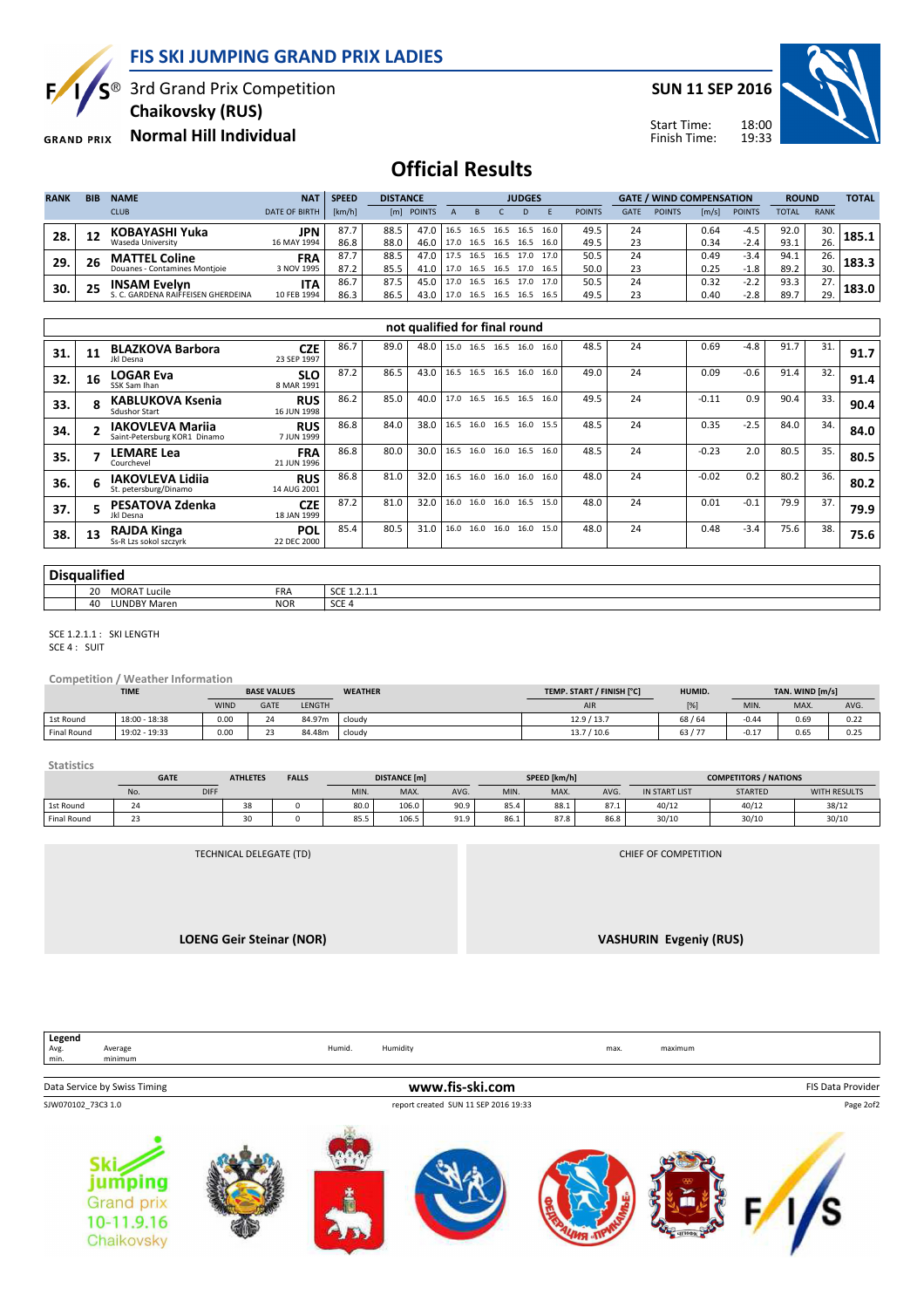# FIS SKI JUMPING GRAND PRIX LADIES

3rd Grand Prix Competition
**Chaikovsky (RUS)**
**Normal Hill Individual**

**SUN 11 SEP 2016**

Start Time: 18:00
Finish Time: 19:33

## Official Results

| RANK | BIB | NAME / CLUB | NAT / DATE OF BIRTH | SPEED [km/h] | DISTANCE [m] | DISTANCE POINTS | A | B | C | D | E | JUDGES POINTS | GATE | GATE POINTS | WIND [m/s] | WIND POINTS | ROUND TOTAL | ROUND RANK | TOTAL |
|---|---|---|---|---|---|---|---|---|---|---|---|---|---|---|---|---|---|---|---|
| 28. | 12 | **KOBAYASHI Yuka** Waseda University | **JPN** 16 MAY 1994 | 87.7 | 88.5 | 47.0 | 16.5 | 16.5 | 16.5 | 16.5 | 16.0 | 49.5 | 24 | | 0.64 | -4.5 | 92.0 | 30. | **185.1** |
| | | | | 86.8 | 88.0 | 46.0 | 17.0 | 16.5 | 16.5 | 16.5 | 16.0 | 49.5 | 23 | | 0.34 | -2.4 | 93.1 | 26. | |
| 29. | 26 | **MATTEL Coline** Douanes - Contamines Montjoie | **FRA** 3 NOV 1995 | 87.7 | 88.5 | 47.0 | 17.5 | 16.5 | 16.5 | 17.0 | 17.0 | 50.5 | 24 | | 0.49 | -3.4 | 94.1 | 26. | **183.3** |
| | | | | 87.2 | 85.5 | 41.0 | 17.0 | 16.5 | 16.5 | 17.0 | 16.5 | 50.0 | 23 | | 0.25 | -1.8 | 89.2 | 30. | |
| 30. | 25 | **INSAM Evelyn** S. C. GARDENA RAIFFEISEN GHERDEINA | **ITA** 10 FEB 1994 | 86.7 | 87.5 | 45.0 | 17.0 | 16.5 | 16.5 | 17.0 | 17.0 | 50.5 | 24 | | 0.32 | -2.2 | 93.3 | 27. | **183.0** |
| | | | | 86.3 | 86.5 | 43.0 | 17.0 | 16.5 | 16.5 | 16.5 | 16.5 | 49.5 | 23 | | 0.40 | -2.8 | 89.7 | 29. | |

### not qualified for final round

| RANK | BIB | NAME / CLUB | NAT / DATE OF BIRTH | SPEED [km/h] | DISTANCE [m] | DISTANCE POINTS | A | B | C | D | E | JUDGES POINTS | GATE | GATE POINTS | WIND [m/s] | WIND POINTS | ROUND TOTAL | ROUND RANK | TOTAL |
|---|---|---|---|---|---|---|---|---|---|---|---|---|---|---|---|---|---|---|---|
| 31. | 11 | **BLAZKOVA Barbora** Jkl Desna | **CZE** 23 SEP 1997 | 86.7 | 89.0 | 48.0 | 15.0 | 16.5 | 16.5 | 16.0 | 16.0 | 48.5 | 24 | | 0.69 | -4.8 | 91.7 | 31. | **91.7** |
| 32. | 16 | **LOGAR Eva** SSK Sam Ihan | **SLO** 8 MAR 1991 | 87.2 | 86.5 | 43.0 | 16.5 | 16.5 | 16.5 | 16.0 | 16.0 | 49.0 | 24 | | 0.09 | -0.6 | 91.4 | 32. | **91.4** |
| 33. | 8 | **KABLUKOVA Ksenia** Sdushor Start | **RUS** 16 JUN 1998 | 86.2 | 85.0 | 40.0 | 17.0 | 16.5 | 16.5 | 16.5 | 16.0 | 49.5 | 24 | | -0.11 | 0.9 | 90.4 | 33. | **90.4** |
| 34. | 2 | **IAKOVLEVA Mariia** Saint-Petersburg KOR1 Dinamo | **RUS** 7 JUN 1999 | 86.8 | 84.0 | 38.0 | 16.5 | 16.0 | 16.5 | 16.0 | 15.5 | 48.5 | 24 | | 0.35 | -2.5 | 84.0 | 34. | **84.0** |
| 35. | 7 | **LEMARE Lea** Courchevel | **FRA** 21 JUN 1996 | 86.8 | 80.0 | 30.0 | 16.5 | 16.0 | 16.0 | 16.5 | 16.0 | 48.5 | 24 | | -0.23 | 2.0 | 80.5 | 35. | **80.5** |
| 36. | 6 | **IAKOVLEVA Lidiia** St. petersburg/Dinamo | **RUS** 14 AUG 2001 | 86.8 | 81.0 | 32.0 | 16.5 | 16.0 | 16.0 | 16.0 | 16.0 | 48.0 | 24 | | -0.02 | 0.2 | 80.2 | 36. | **80.2** |
| 37. | 5 | **PESATOVA Zdenka** Jkl Desna | **CZE** 18 JAN 1999 | 87.2 | 81.0 | 32.0 | 16.0 | 16.0 | 16.0 | 16.5 | 15.0 | 48.0 | 24 | | 0.01 | -0.1 | 79.9 | 37. | **79.9** |
| 38. | 13 | **RAJDA Kinga** Ss-R Lzs sokol szczyrk | **POL** 22 DEC 2000 | 85.4 | 80.5 | 31.0 | 16.0 | 16.0 | 16.0 | 16.0 | 15.0 | 48.0 | 24 | | 0.48 | -3.4 | 75.6 | 38. | **75.6** |

### Disqualified

| BIB | NAME | NAT | REASON |
|---|---|---|---|
| 20 | MORAT Lucile | FRA | SCE 1.2.1.1 |
| 40 | LUNDBY Maren | NOR | SCE 4 |

SCE 1.2.1.1 : SKI LENGTH
SCE 4 : SUIT

### Competition / Weather Information

| | TIME | BASE VALUES WIND | BASE VALUES GATE | BASE VALUES LENGTH | WEATHER | TEMP. START / FINISH [°C] AIR | HUMID. [%] | TAN. WIND [m/s] MIN. | TAN. WIND [m/s] MAX. | TAN. WIND [m/s] AVG. |
|---|---|---|---|---|---|---|---|---|---|---|
| 1st Round | 18:00 - 18:38 | 0.00 | 24 | 84.97m | cloudy | 12.9 / 13.7 | 68 / 64 | -0.44 | 0.69 | 0.22 |
| Final Round | 19:02 - 19:33 | 0.00 | 23 | 84.48m | cloudy | 13.7 / 10.6 | 63 / 77 | -0.17 | 0.65 | 0.25 |

### Statistics

| | GATE No. | GATE DIFF | ATHLETES | FALLS | DISTANCE [m] MIN. | DISTANCE [m] MAX. | DISTANCE [m] AVG. | SPEED [km/h] MIN. | SPEED [km/h] MAX. | SPEED [km/h] AVG. | IN START LIST | STARTED | WITH RESULTS |
|---|---|---|---|---|---|---|---|---|---|---|---|---|---|
| 1st Round | 24 | | 38 | 0 | 80.0 | 106.0 | 90.9 | 85.4 | 88.1 | 87.1 | 40/12 | 40/12 | 38/12 |
| Final Round | 23 | | 30 | 0 | 85.5 | 106.5 | 91.9 | 86.1 | 87.8 | 86.8 | 30/10 | 30/10 | 30/10 |

| TECHNICAL DELEGATE (TD) | CHIEF OF COMPETITION |
|---|---|
| **LOENG Geir Steinar (NOR)** | **VASHURIN Evgeniy (RUS)** |

**Legend**
Avg. Average
min. minimum
Humid. Humidity
max. maximum

Data Service by Swiss Timing — www.fis-ski.com — FIS Data Provider
SJW070102_73C3 1.0 — report created SUN 11 SEP 2016 19:33